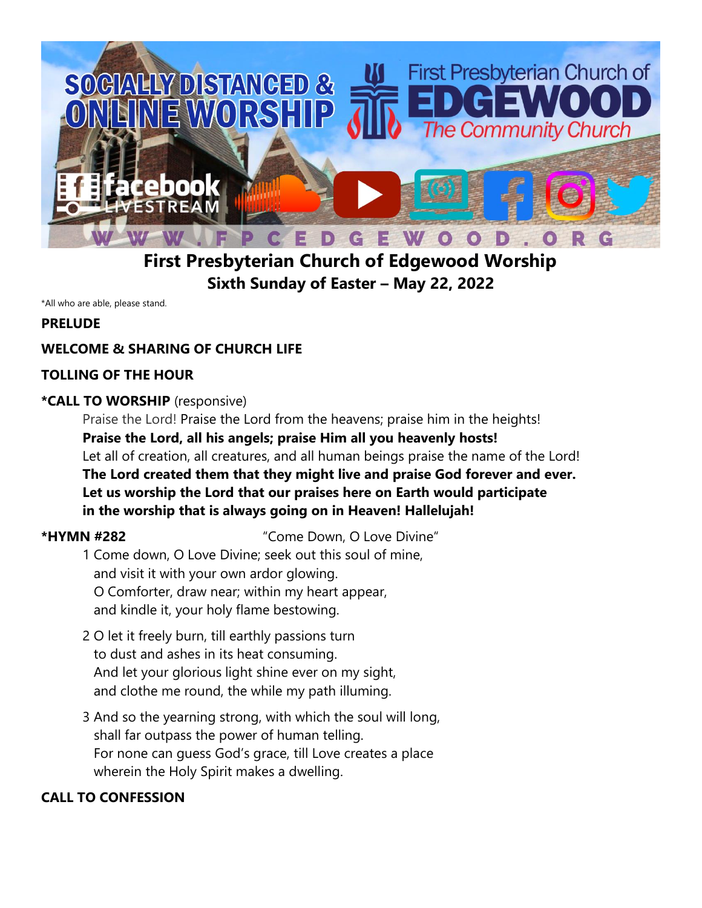# First Presbyterian Church of Edgewood Worship

## Sixth Sunday of Easter – May 22, 2022

*All who are able, please stand.

**PRELUDE**

**WELCOME & SHARING OF CHURCH LIFE**

**TOLLING OF THE HOUR**

***CALL TO WORSHIP** (responsive)

Praise the Lord! Praise the Lord from the heavens; praise him in the heights!
**Praise the Lord, all his angels; praise Him all you heavenly hosts!**
Let all of creation, all creatures, and all human beings praise the name of the Lord!
**The Lord created them that they might live and praise God forever and ever.**
**Let us worship the Lord that our praises here on Earth would participate in the worship that is always going on in Heaven! Hallelujah!**

***HYMN #282** "Come Down, O Love Divine"

1 Come down, O Love Divine; seek out this soul of mine,
and visit it with your own ardor glowing.
O Comforter, draw near; within my heart appear,
and kindle it, your holy flame bestowing.

2 O let it freely burn, till earthly passions turn
to dust and ashes in its heat consuming.
And let your glorious light shine ever on my sight,
and clothe me round, the while my path illuming.

3 And so the yearning strong, with which the soul will long,
shall far outpass the power of human telling.
For none can guess God's grace, till Love creates a place
wherein the Holy Spirit makes a dwelling.

**CALL TO CONFESSION**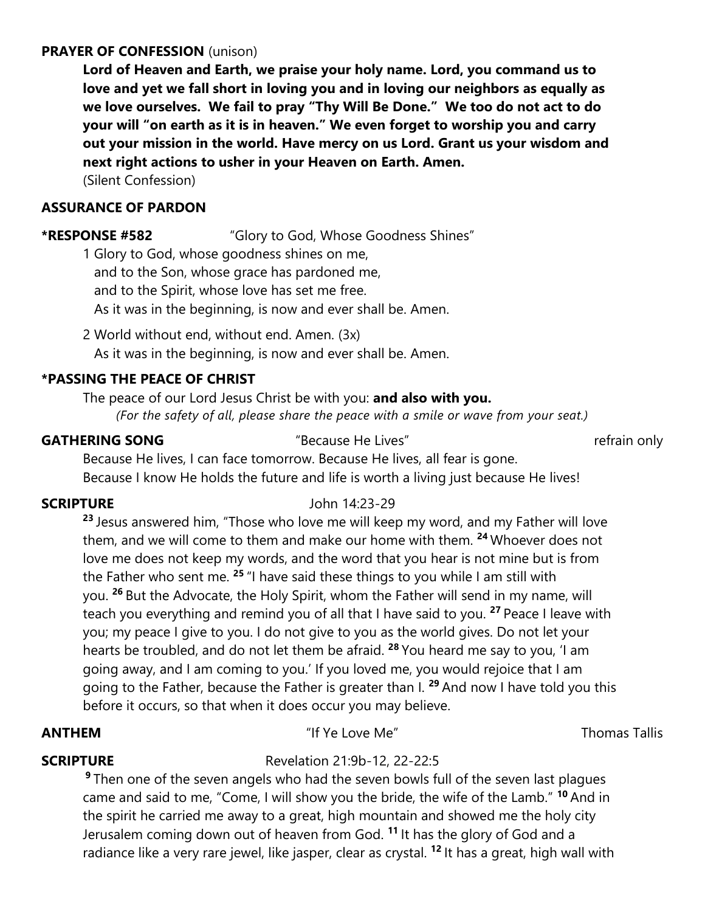**PRAYER OF CONFESSION** (unison)

**Lord of Heaven and Earth, we praise your holy name. Lord, you command us to love and yet we fall short in loving you and in loving our neighbors as equally as we love ourselves. We fail to pray "Thy Will Be Done." We too do not act to do your will "on earth as it is in heaven." We even forget to worship you and carry out your mission in the world. Have mercy on us Lord. Grant us your wisdom and next right actions to usher in your Heaven on Earth. Amen.**

(Silent Confession)

**ASSURANCE OF PARDON**

**\*RESPONSE #582** "Glory to God, Whose Goodness Shines"

1 Glory to God, whose goodness shines on me,
and to the Son, whose grace has pardoned me,
and to the Spirit, whose love has set me free.
As it was in the beginning, is now and ever shall be. Amen.

2 World without end, without end. Amen. (3x)
As it was in the beginning, is now and ever shall be. Amen.

**\*PASSING THE PEACE OF CHRIST**

The peace of our Lord Jesus Christ be with you: **and also with you.**

*(For the safety of all, please share the peace with a smile or wave from your seat.)*

**GATHERING SONG** "Because He Lives" refrain only

Because He lives, I can face tomorrow. Because He lives, all fear is gone.
Because I know He holds the future and life is worth a living just because He lives!

**SCRIPTURE** John 14:23-29

**23** Jesus answered him, "Those who love me will keep my word, and my Father will love them, and we will come to them and make our home with them. **24** Whoever does not love me does not keep my words, and the word that you hear is not mine but is from the Father who sent me. **25** "I have said these things to you while I am still with you. **26** But the Advocate, the Holy Spirit, whom the Father will send in my name, will teach you everything and remind you of all that I have said to you. **27** Peace I leave with you; my peace I give to you. I do not give to you as the world gives. Do not let your hearts be troubled, and do not let them be afraid. **28** You heard me say to you, 'I am going away, and I am coming to you.' If you loved me, you would rejoice that I am going to the Father, because the Father is greater than I. **29** And now I have told you this before it occurs, so that when it does occur you may believe.

**ANTHEM** "If Ye Love Me" Thomas Tallis

**SCRIPTURE** Revelation 21:9b-12, 22-22:5

**9** Then one of the seven angels who had the seven bowls full of the seven last plagues came and said to me, "Come, I will show you the bride, the wife of the Lamb." **10** And in the spirit he carried me away to a great, high mountain and showed me the holy city Jerusalem coming down out of heaven from God. **11** It has the glory of God and a radiance like a very rare jewel, like jasper, clear as crystal. **12** It has a great, high wall with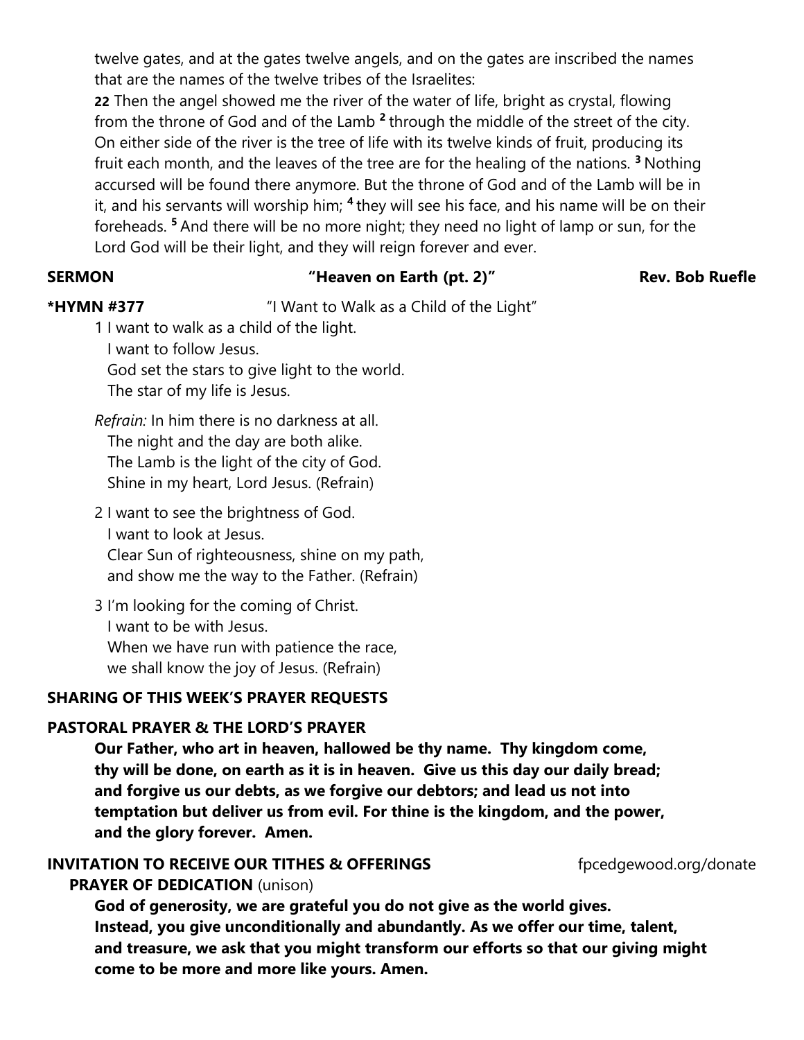twelve gates, and at the gates twelve angels, and on the gates are inscribed the names that are the names of the twelve tribes of the Israelites:

**22** Then the angel showed me the river of the water of life, bright as crystal, flowing from the throne of God and of the Lamb [2] through the middle of the street of the city. On either side of the river is the tree of life with its twelve kinds of fruit, producing its fruit each month, and the leaves of the tree are for the healing of the nations. [3] Nothing accursed will be found there anymore. But the throne of God and of the Lamb will be in it, and his servants will worship him; [4] they will see his face, and his name will be on their foreheads. [5] And there will be no more night; they need no light of lamp or sun, for the Lord God will be their light, and they will reign forever and ever.

**SERMON** **"Heaven on Earth (pt. 2)"** **Rev. Bob Ruefle**

**\*HYMN #377** "I Want to Walk as a Child of the Light"

1 I want to walk as a child of the light.
I want to follow Jesus.
God set the stars to give light to the world.
The star of my life is Jesus.

*Refrain:* In him there is no darkness at all.
The night and the day are both alike.
The Lamb is the light of the city of God.
Shine in my heart, Lord Jesus. (Refrain)

2 I want to see the brightness of God.
I want to look at Jesus.
Clear Sun of righteousness, shine on my path,
and show me the way to the Father. (Refrain)

3 I'm looking for the coming of Christ.
I want to be with Jesus.
When we have run with patience the race,
we shall know the joy of Jesus. (Refrain)

**SHARING OF THIS WEEK'S PRAYER REQUESTS**

**PASTORAL PRAYER & THE LORD'S PRAYER**

**Our Father, who art in heaven, hallowed be thy name. Thy kingdom come, thy will be done, on earth as it is in heaven. Give us this day our daily bread; and forgive us our debts, as we forgive our debtors; and lead us not into temptation but deliver us from evil. For thine is the kingdom, and the power, and the glory forever. Amen.**

**INVITATION TO RECEIVE OUR TITHES & OFFERINGS** fpcedgewood.org/donate

**PRAYER OF DEDICATION** (unison)

**God of generosity, we are grateful you do not give as the world gives. Instead, you give unconditionally and abundantly. As we offer our time, talent, and treasure, we ask that you might transform our efforts so that our giving might come to be more and more like yours. Amen.**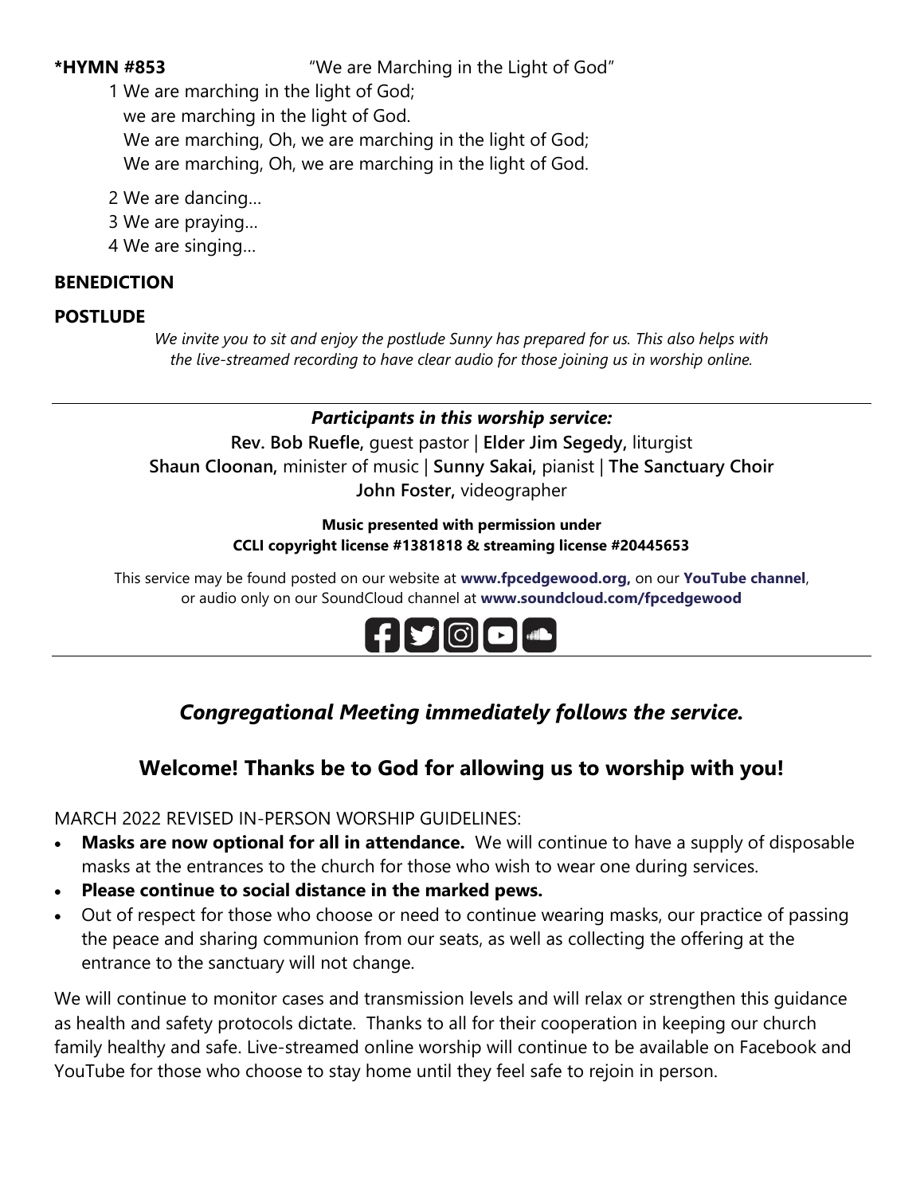**\*HYMN #853** "We are Marching in the Light of God"

1 We are marching in the light of God;
we are marching in the light of God.
We are marching, Oh, we are marching in the light of God;
We are marching, Oh, we are marching in the light of God.

2 We are dancing…

3 We are praying…

4 We are singing…

**BENEDICTION**

**POSTLUDE**

*We invite you to sit and enjoy the postlude Sunny has prepared for us. This also helps with the live-streamed recording to have clear audio for those joining us in worship online.*

---

***Participants in this worship service:***

**Rev. Bob Ruefle,** guest pastor | **Elder Jim Segedy,** liturgist
**Shaun Cloonan,** minister of music | **Sunny Sakai,** pianist | **The Sanctuary Choir**
**John Foster,** videographer

**Music presented with permission under**
**CCLI copyright license #1381818 & streaming license #20445653**

This service may be found posted on our website at **www.fpcedgewood.org,** on our **YouTube channel**, or audio only on our SoundCloud channel at **www.soundcloud.com/fpcedgewood**

---

## *Congregational Meeting immediately follows the service.*

## Welcome! Thanks be to God for allowing us to worship with you!

MARCH 2022 REVISED IN-PERSON WORSHIP GUIDELINES:

- **Masks are now optional for all in attendance.** We will continue to have a supply of disposable masks at the entrances to the church for those who wish to wear one during services.
- **Please continue to social distance in the marked pews.**
- Out of respect for those who choose or need to continue wearing masks, our practice of passing the peace and sharing communion from our seats, as well as collecting the offering at the entrance to the sanctuary will not change.

We will continue to monitor cases and transmission levels and will relax or strengthen this guidance as health and safety protocols dictate. Thanks to all for their cooperation in keeping our church family healthy and safe. Live-streamed online worship will continue to be available on Facebook and YouTube for those who choose to stay home until they feel safe to rejoin in person.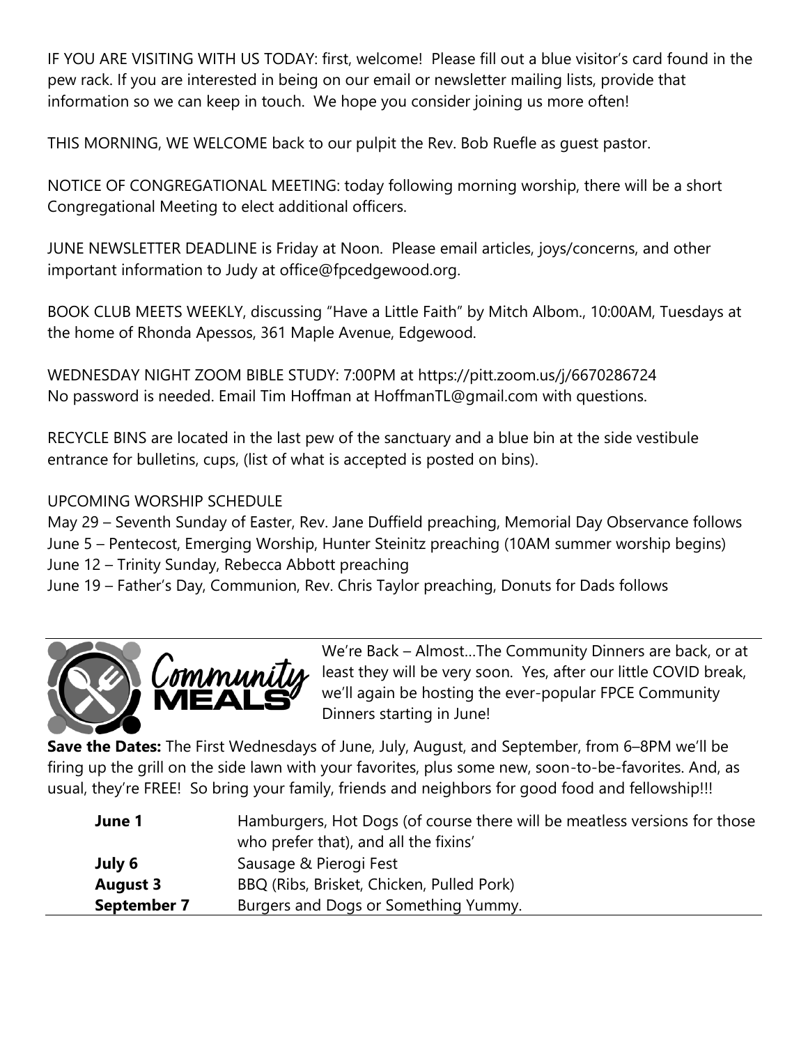IF YOU ARE VISITING WITH US TODAY: first, welcome! Please fill out a blue visitor's card found in the pew rack. If you are interested in being on our email or newsletter mailing lists, provide that information so we can keep in touch. We hope you consider joining us more often!

THIS MORNING, WE WELCOME back to our pulpit the Rev. Bob Ruefle as guest pastor.

NOTICE OF CONGREGATIONAL MEETING: today following morning worship, there will be a short Congregational Meeting to elect additional officers.

JUNE NEWSLETTER DEADLINE is Friday at Noon. Please email articles, joys/concerns, and other important information to Judy at office@fpcedgewood.org.

BOOK CLUB MEETS WEEKLY, discussing "Have a Little Faith" by Mitch Albom., 10:00AM, Tuesdays at the home of Rhonda Apessos, 361 Maple Avenue, Edgewood.

WEDNESDAY NIGHT ZOOM BIBLE STUDY: 7:00PM at https://pitt.zoom.us/j/6670286724
No password is needed. Email Tim Hoffman at HoffmanTL@gmail.com with questions.

RECYCLE BINS are located in the last pew of the sanctuary and a blue bin at the side vestibule entrance for bulletins, cups, (list of what is accepted is posted on bins).

UPCOMING WORSHIP SCHEDULE

May 29 – Seventh Sunday of Easter, Rev. Jane Duffield preaching, Memorial Day Observance follows
June 5 – Pentecost, Emerging Worship, Hunter Steinitz preaching (10AM summer worship begins)
June 12 – Trinity Sunday, Rebecca Abbott preaching
June 19 – Father's Day, Communion, Rev. Chris Taylor preaching, Donuts for Dads follows

---

Community MEALS

We're Back – Almost…The Community Dinners are back, or at least they will be very soon. Yes, after our little COVID break, we'll again be hosting the ever-popular FPCE Community Dinners starting in June!

**Save the Dates:** The First Wednesdays of June, July, August, and September, from 6–8PM we'll be firing up the grill on the side lawn with your favorites, plus some new, soon-to-be-favorites. And, as usual, they're FREE! So bring your family, friends and neighbors for good food and fellowship!!!

| | |
|---|---|
| **June 1** | Hamburgers, Hot Dogs (of course there will be meatless versions for those who prefer that), and all the fixins' |
| **July 6** | Sausage & Pierogi Fest |
| **August 3** | BBQ (Ribs, Brisket, Chicken, Pulled Pork) |
| **September 7** | Burgers and Dogs or Something Yummy. |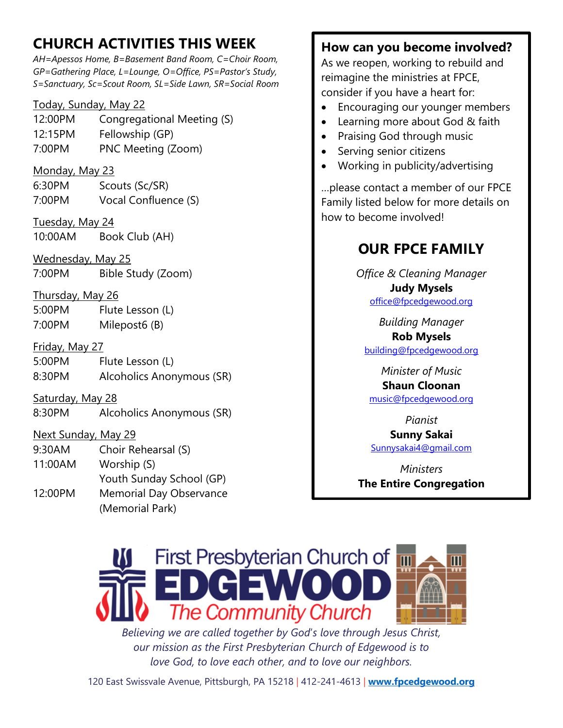# CHURCH ACTIVITIES THIS WEEK

*AH=Apessos Home, B=Basement Band Room, C=Choir Room, GP=Gathering Place, L=Lounge, O=Office, PS=Pastor's Study, S=Sanctuary, Sc=Scout Room, SL=Side Lawn, SR=Social Room*

<u>Today, Sunday, May 22</u>

| | |
|---|---|
| 12:00PM | Congregational Meeting (S) |
| 12:15PM | Fellowship (GP) |
| 7:00PM | PNC Meeting (Zoom) |

<u>Monday, May 23</u>

| | |
|---|---|
| 6:30PM | Scouts (Sc/SR) |
| 7:00PM | Vocal Confluence (S) |

<u>Tuesday, May 24</u>

| | |
|---|---|
| 10:00AM | Book Club (AH) |

<u>Wednesday, May 25</u>

| | |
|---|---|
| 7:00PM | Bible Study (Zoom) |

<u>Thursday, May 26</u>

| | |
|---|---|
| 5:00PM | Flute Lesson (L) |
| 7:00PM | Milepost6 (B) |

<u>Friday, May 27</u>

| | |
|---|---|
| 5:00PM | Flute Lesson (L) |
| 8:30PM | Alcoholics Anonymous (SR) |

<u>Saturday, May 28</u>

| | |
|---|---|
| 8:30PM | Alcoholics Anonymous (SR) |

<u>Next Sunday, May 29</u>

| | |
|---|---|
| 9:30AM | Choir Rehearsal (S) |
| 11:00AM | Worship (S) |
| | Youth Sunday School (GP) |
| 12:00PM | Memorial Day Observance (Memorial Park) |

## How can you become involved?

As we reopen, working to rebuild and reimagine the ministries at FPCE, consider if you have a heart for:

- Encouraging our younger members
- Learning more about God & faith
- Praising God through music
- Serving senior citizens
- Working in publicity/advertising

...please contact a member of our FPCE Family listed below for more details on how to become involved!

## OUR FPCE FAMILY

*Office & Cleaning Manager*
**Judy Mysels**
office@fpcedgewood.org

*Building Manager*
**Rob Mysels**
building@fpcedgewood.org

*Minister of Music*
**Shaun Cloonan**
music@fpcedgewood.org

*Pianist*
**Sunny Sakai**
Sunnysakai4@gmail.com

*Ministers*
**The Entire Congregation**

First Presbyterian Church of EDGEWOOD
*The Community Church*

*Believing we are called together by God's love through Jesus Christ, our mission as the First Presbyterian Church of Edgewood is to love God, to love each other, and to love our neighbors.*

120 East Swissvale Avenue, Pittsburgh, PA 15218 | 412-241-4613 | **www.fpcedgewood.org**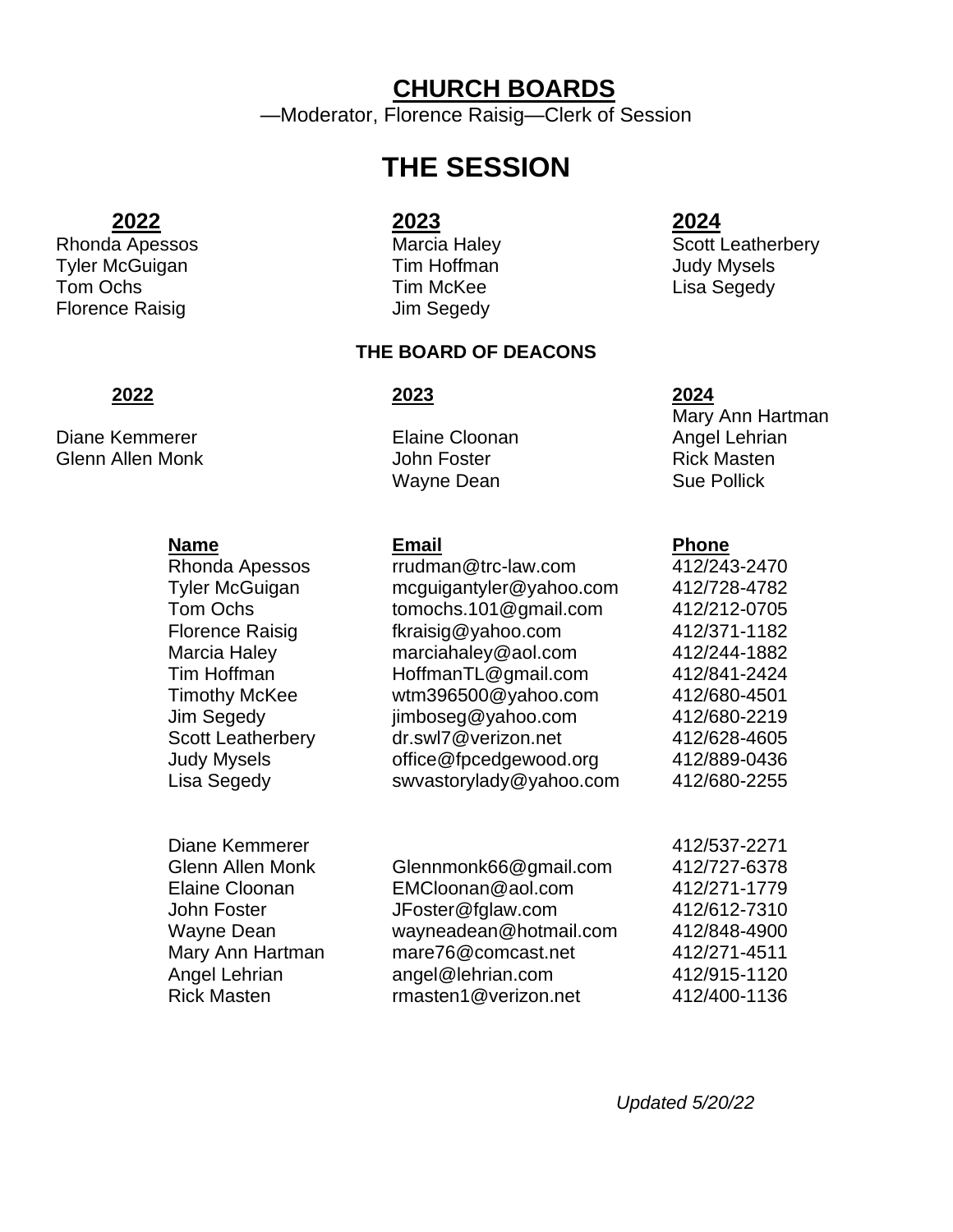# CHURCH BOARDS

—Moderator, Florence Raisig—Clerk of Session

## THE SESSION

| 2022 | 2023 | 2024 |
|---|---|---|
| Rhonda Apessos | Marcia Haley | Scott Leatherbery |
| Tyler McGuigan | Tim Hoffman | Judy Mysels |
| Tom Ochs | Tim McKee | Lisa Segedy |
| Florence Raisig | Jim Segedy | |

### THE BOARD OF DEACONS

| 2022 | 2023 | 2024 |
|---|---|---|
| | | Mary Ann Hartman |
| Diane Kemmerer | Elaine Cloonan | Angel Lehrian |
| Glenn Allen Monk | John Foster | Rick Masten |
| | Wayne Dean | Sue Pollick |

| Name | Email | Phone |
|---|---|---|
| Rhonda Apessos | rrudman@trc-law.com | 412/243-2470 |
| Tyler McGuigan | mcguigantyler@yahoo.com | 412/728-4782 |
| Tom Ochs | tomochs.101@gmail.com | 412/212-0705 |
| Florence Raisig | fkraisig@yahoo.com | 412/371-1182 |
| Marcia Haley | marciahaley@aol.com | 412/244-1882 |
| Tim Hoffman | HoffmanTL@gmail.com | 412/841-2424 |
| Timothy McKee | wtm396500@yahoo.com | 412/680-4501 |
| Jim Segedy | jimboseg@yahoo.com | 412/680-2219 |
| Scott Leatherbery | dr.swl7@verizon.net | 412/628-4605 |
| Judy Mysels | office@fpcedgewood.org | 412/889-0436 |
| Lisa Segedy | swvastorylady@yahoo.com | 412/680-2255 |
| | | |
| Diane Kemmerer | | 412/537-2271 |
| Glenn Allen Monk | Glennmonk66@gmail.com | 412/727-6378 |
| Elaine Cloonan | EMCloonan@aol.com | 412/271-1779 |
| John Foster | JFoster@fglaw.com | 412/612-7310 |
| Wayne Dean | wayneadean@hotmail.com | 412/848-4900 |
| Mary Ann Hartman | mare76@comcast.net | 412/271-4511 |
| Angel Lehrian | angel@lehrian.com | 412/915-1120 |
| Rick Masten | rmasten1@verizon.net | 412/400-1136 |

*Updated 5/20/22*